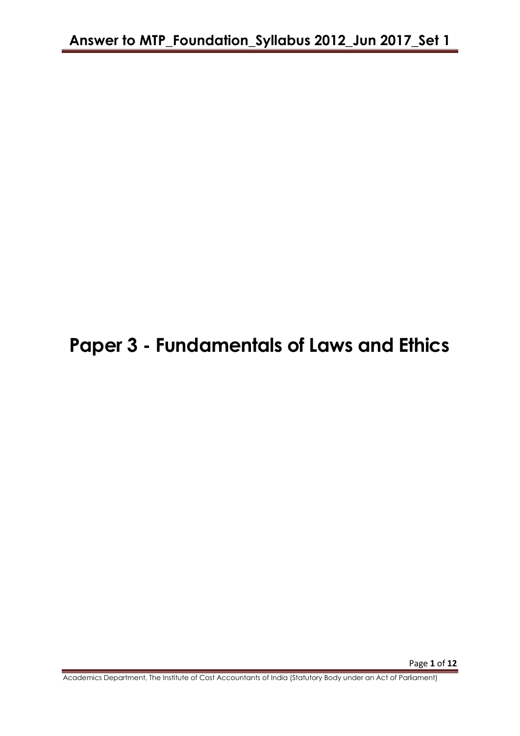# Paper 3 - Fundamentals of Laws and Ethics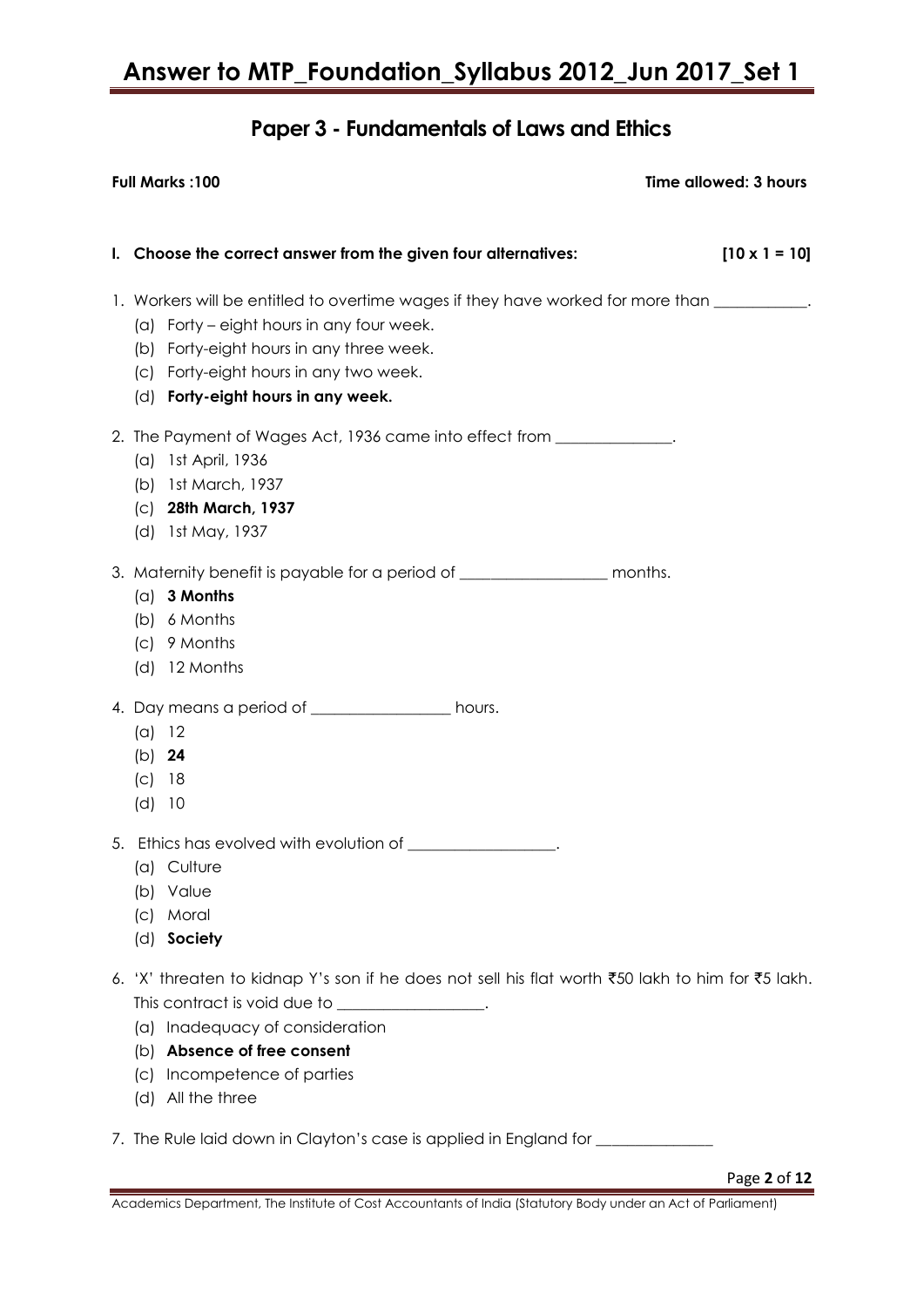## Paper 3 - Fundamentals of Laws and Ethics

**Full Marks :100** **Time allowed: 3 hours**

**I. Choose the correct answer from the given four alternatives: [10 x 1 = 10]**

1. Workers will be entitled to overtime wages if they have worked for more than ___________.
   - (a) Forty – eight hours in any four week.
   - (b) Forty-eight hours in any three week.
   - (c) Forty-eight hours in any two week.
   - (d) **Forty-eight hours in any week.**

2. The Payment of Wages Act, 1936 came into effect from ______________.
   - (a) 1st April, 1936
   - (b) 1st March, 1937
   - (c) **28th March, 1937**
   - (d) 1st May, 1937

3. Maternity benefit is payable for a period of __________________ months.
   - (a) **3 Months**
   - (b) 6 Months
   - (c) 9 Months
   - (d) 12 Months

4. Day means a period of _________________ hours.
   - (a) 12
   - (b) **24**
   - (c) 18
   - (d) 10

5. Ethics has evolved with evolution of __________________.
   - (a) Culture
   - (b) Value
   - (c) Moral
   - (d) **Society**

6. 'X' threaten to kidnap Y's son if he does not sell his flat worth ₹50 lakh to him for ₹5 lakh. This contract is void due to __________________.
   - (a) Inadequacy of consideration
   - (b) **Absence of free consent**
   - (c) Incompetence of parties
   - (d) All the three

7. The Rule laid down in Clayton's case is applied in England for ______________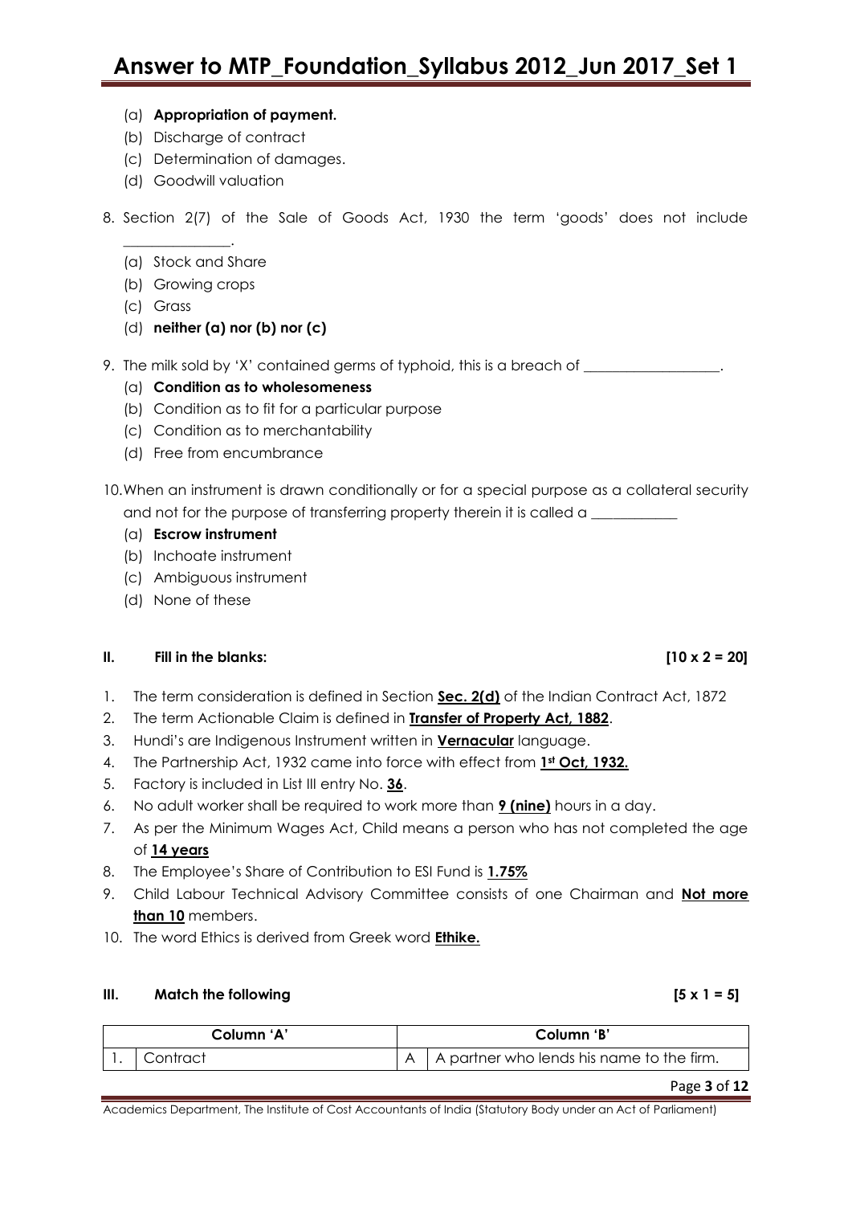(a) **Appropriation of payment.**
(b) Discharge of contract
(c) Determination of damages.
(d) Goodwill valuation

8. Section 2(7) of the Sale of Goods Act, 1930 the term 'goods' does not include _______________.
   (a) Stock and Share
   (b) Growing crops
   (c) Grass
   (d) **neither (a) nor (b) nor (c)**

9. The milk sold by 'X' contained germs of typhoid, this is a breach of ___________________.
   (a) **Condition as to wholesomeness**
   (b) Condition as to fit for a particular purpose
   (c) Condition as to merchantability
   (d) Free from encumbrance

10. When an instrument is drawn conditionally or for a special purpose as a collateral security and not for the purpose of transferring property therein it is called a ____________
    (a) **Escrow instrument**
    (b) Inchoate instrument
    (c) Ambiguous instrument
    (d) None of these

**II. Fill in the blanks: [10 x 2 = 20]**

1. The term consideration is defined in Section **Sec. 2(d)** of the Indian Contract Act, 1872
2. The term Actionable Claim is defined in **Transfer of Property Act, 1882**.
3. Hundi's are Indigenous Instrument written in **Vernacular** language.
4. The Partnership Act, 1932 came into force with effect from **1st Oct, 1932.**
5. Factory is included in List III entry No. **36**.
6. No adult worker shall be required to work more than **9 (nine)** hours in a day.
7. As per the Minimum Wages Act, Child means a person who has not completed the age of **14 years**
8. The Employee's Share of Contribution to ESI Fund is **1.75%**
9. Child Labour Technical Advisory Committee consists of one Chairman and **Not more than 10** members.
10. The word Ethics is derived from Greek word **Ethike.**

**III. Match the following [5 x 1 = 5]**

| | Column 'A' | | Column 'B' |
|---|---|---|---|
| 1. | Contract | A | A partner who lends his name to the firm. |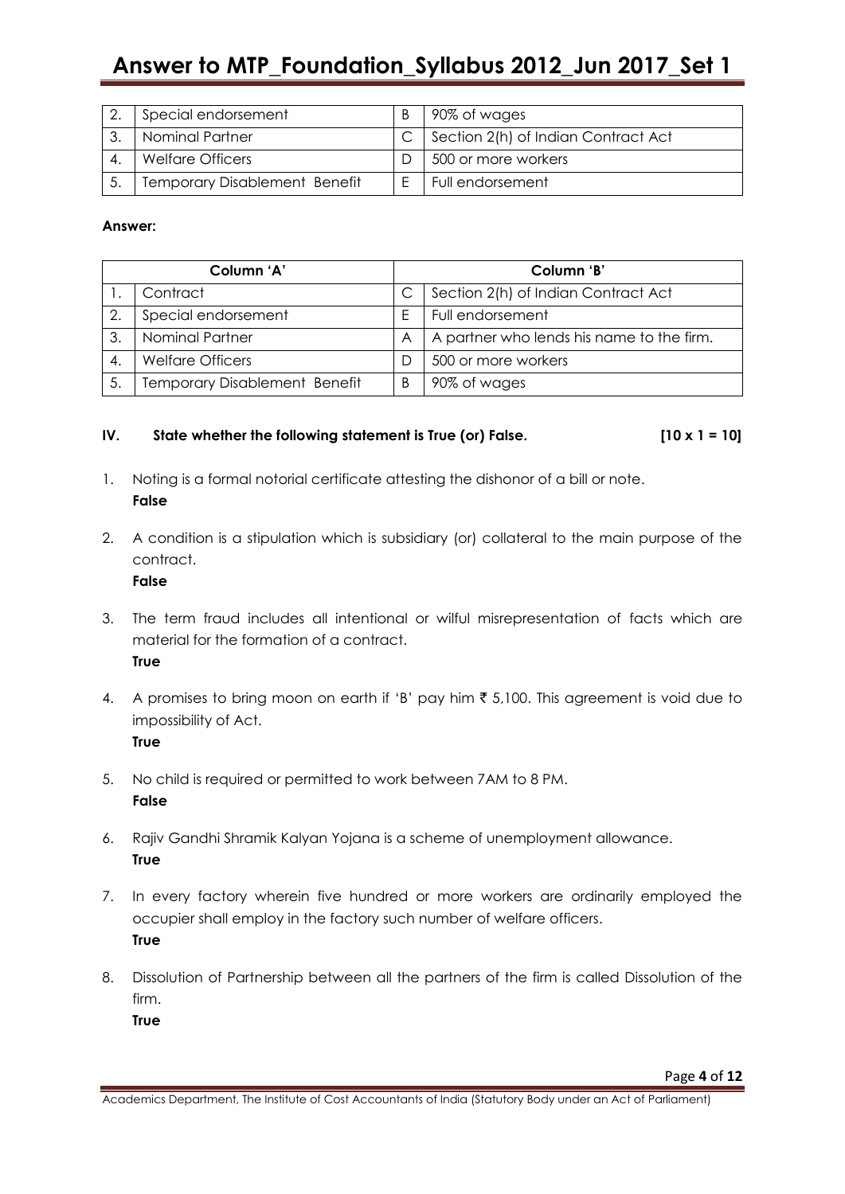| | | | |
|---|---|---|---|
| 2. | Special endorsement | B | 90% of wages |
| 3. | Nominal Partner | C | Section 2(h) of Indian Contract Act |
| 4. | Welfare Officers | D | 500 or more workers |
| 5. | Temporary Disablement Benefit | E | Full endorsement |

**Answer:**

| Column 'A' | | Column 'B' | |
|---|---|---|---|
| 1. | Contract | C | Section 2(h) of Indian Contract Act |
| 2. | Special endorsement | E | Full endorsement |
| 3. | Nominal Partner | A | A partner who lends his name to the firm. |
| 4. | Welfare Officers | D | 500 or more workers |
| 5. | Temporary Disablement Benefit | B | 90% of wages |

#### IV. State whether the following statement is True (or) False. [10 x 1 = 10]

1. Noting is a formal notorial certificate attesting the dishonor of a bill or note.
   **False**

2. A condition is a stipulation which is subsidiary (or) collateral to the main purpose of the contract.
   **False**

3. The term fraud includes all intentional or wilful misrepresentation of facts which are material for the formation of a contract.
   **True**

4. A promises to bring moon on earth if 'B' pay him ₹ 5,100. This agreement is void due to impossibility of Act.
   **True**

5. No child is required or permitted to work between 7AM to 8 PM.
   **False**

6. Rajiv Gandhi Shramik Kalyan Yojana is a scheme of unemployment allowance.
   **True**

7. In every factory wherein five hundred or more workers are ordinarily employed the occupier shall employ in the factory such number of welfare officers.
   **True**

8. Dissolution of Partnership between all the partners of the firm is called Dissolution of the firm.
   **True**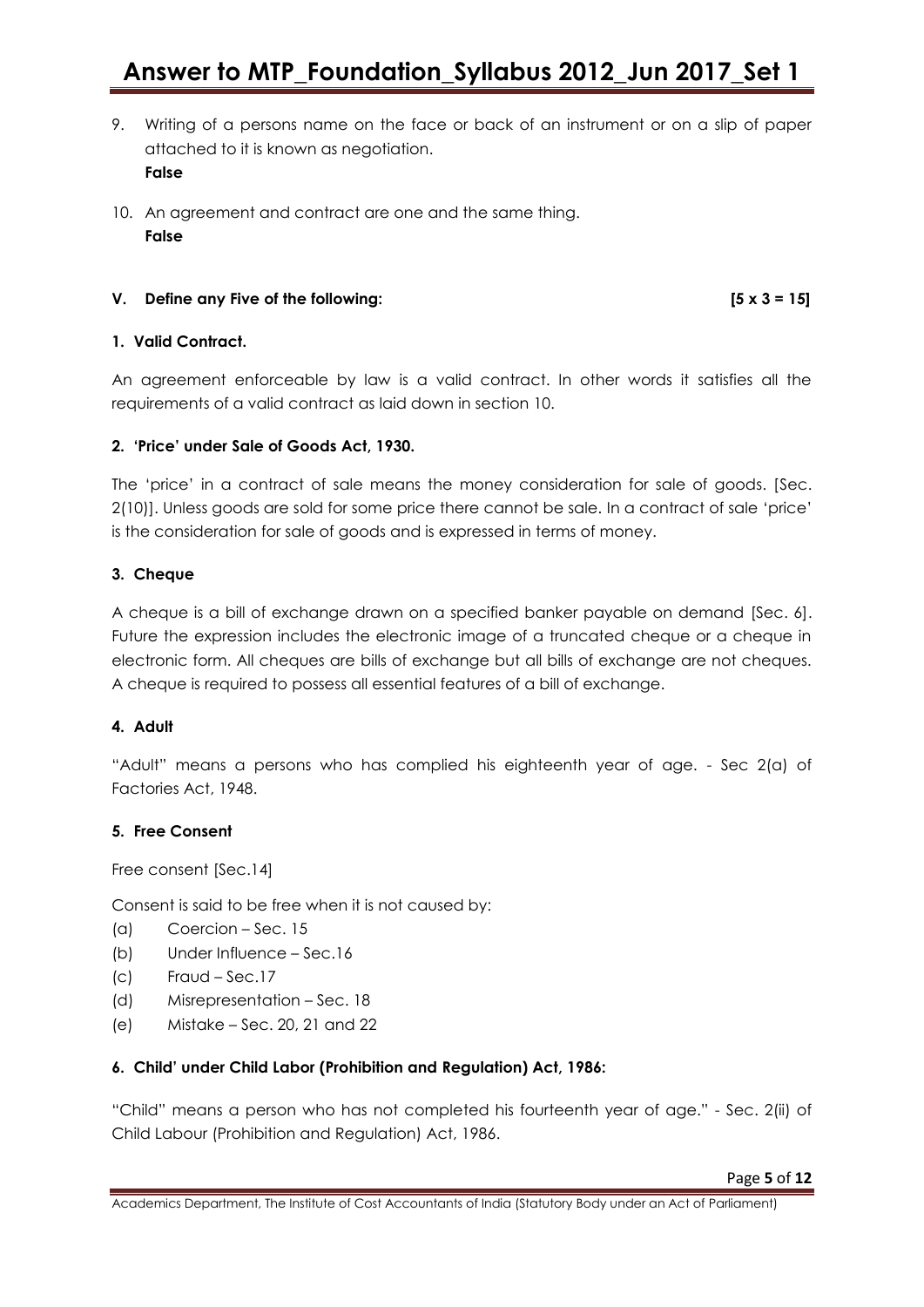9. Writing of a persons name on the face or back of an instrument or on a slip of paper attached to it is known as negotiation.
   **False**

10. An agreement and contract are one and the same thing.
    **False**

**V. Define any Five of the following: [5 x 3 = 15]**

**1. Valid Contract.**

An agreement enforceable by law is a valid contract. In other words it satisfies all the requirements of a valid contract as laid down in section 10.

**2. 'Price' under Sale of Goods Act, 1930.**

The 'price' in a contract of sale means the money consideration for sale of goods. [Sec. 2(10)]. Unless goods are sold for some price there cannot be sale. In a contract of sale 'price' is the consideration for sale of goods and is expressed in terms of money.

**3. Cheque**

A cheque is a bill of exchange drawn on a specified banker payable on demand [Sec. 6]. Future the expression includes the electronic image of a truncated cheque or a cheque in electronic form. All cheques are bills of exchange but all bills of exchange are not cheques. A cheque is required to possess all essential features of a bill of exchange.

**4. Adult**

"Adult" means a persons who has complied his eighteenth year of age. - Sec 2(a) of Factories Act, 1948.

**5. Free Consent**

Free consent [Sec.14]

Consent is said to be free when it is not caused by:

(a) Coercion – Sec. 15
(b) Under Influence – Sec.16
(c) Fraud – Sec.17
(d) Misrepresentation – Sec. 18
(e) Mistake – Sec. 20, 21 and 22

**6. Child' under Child Labor (Prohibition and Regulation) Act, 1986:**

"Child" means a person who has not completed his fourteenth year of age." - Sec. 2(ii) of Child Labour (Prohibition and Regulation) Act, 1986.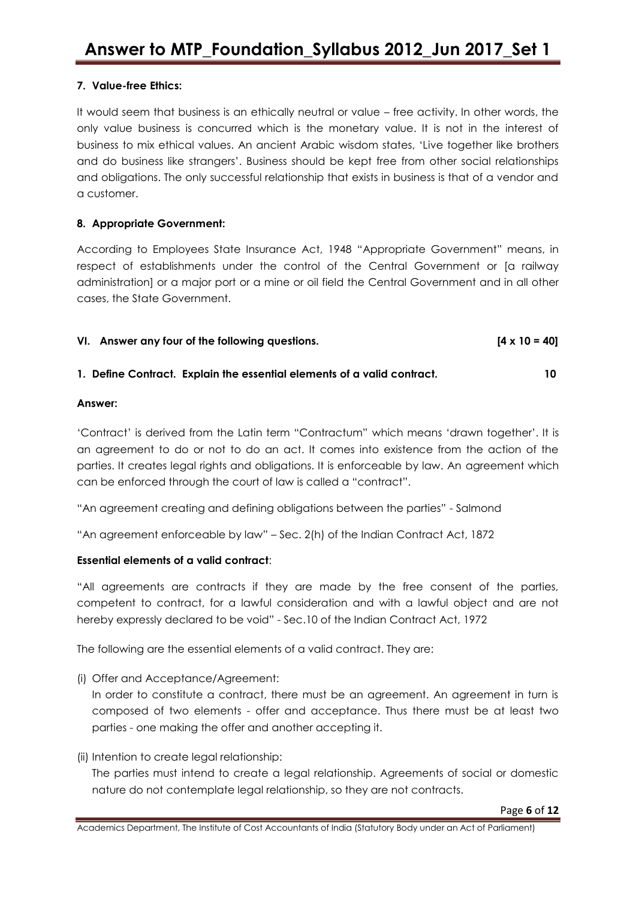**7. Value-free Ethics:**

It would seem that business is an ethically neutral or value – free activity. In other words, the only value business is concurred which is the monetary value. It is not in the interest of business to mix ethical values. An ancient Arabic wisdom states, 'Live together like brothers and do business like strangers'. Business should be kept free from other social relationships and obligations. The only successful relationship that exists in business is that of a vendor and a customer.

**8. Appropriate Government:**

According to Employees State Insurance Act, 1948 "Appropriate Government" means, in respect of establishments under the control of the Central Government or [a railway administration] or a major port or a mine or oil field the Central Government and in all other cases, the State Government.

**VI. Answer any four of the following questions. [4 x 10 = 40]**

**1. Define Contract. Explain the essential elements of a valid contract. 10**

**Answer:**

'Contract' is derived from the Latin term "Contractum" which means 'drawn together'. It is an agreement to do or not to do an act. It comes into existence from the action of the parties. It creates legal rights and obligations. It is enforceable by law. An agreement which can be enforced through the court of law is called a "contract".

"An agreement creating and defining obligations between the parties" - Salmond

"An agreement enforceable by law" – Sec. 2(h) of the Indian Contract Act, 1872

**Essential elements of a valid contract**:

"All agreements are contracts if they are made by the free consent of the parties, competent to contract, for a lawful consideration and with a lawful object and are not hereby expressly declared to be void" - Sec.10 of the Indian Contract Act, 1972

The following are the essential elements of a valid contract. They are:

(i) Offer and Acceptance/Agreement:
In order to constitute a contract, there must be an agreement. An agreement in turn is composed of two elements - offer and acceptance. Thus there must be at least two parties - one making the offer and another accepting it.

(ii) Intention to create legal relationship:
The parties must intend to create a legal relationship. Agreements of social or domestic nature do not contemplate legal relationship, so they are not contracts.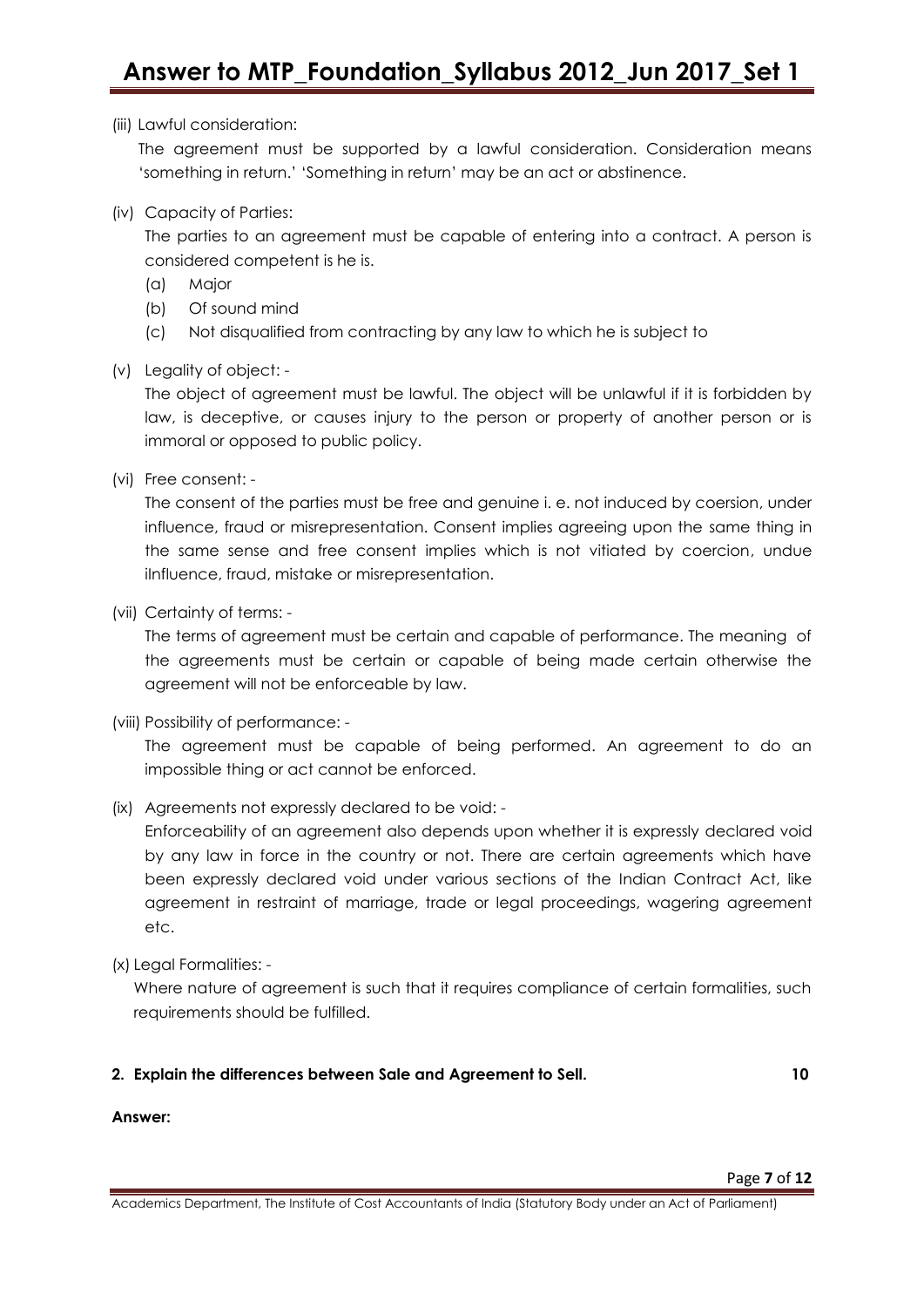(iii) Lawful consideration:

The agreement must be supported by a lawful consideration. Consideration means 'something in return.' 'Something in return' may be an act or abstinence.

(iv) Capacity of Parties:

The parties to an agreement must be capable of entering into a contract. A person is considered competent is he is.

(a) Major

(b) Of sound mind

(c) Not disqualified from contracting by any law to which he is subject to

(v) Legality of object: -

The object of agreement must be lawful. The object will be unlawful if it is forbidden by law, is deceptive, or causes injury to the person or property of another person or is immoral or opposed to public policy.

(vi) Free consent: -

The consent of the parties must be free and genuine i. e. not induced by coersion, under influence, fraud or misrepresentation. Consent implies agreeing upon the same thing in the same sense and free consent implies which is not vitiated by coercion, undue iInfluence, fraud, mistake or misrepresentation.

(vii) Certainty of terms: -

The terms of agreement must be certain and capable of performance. The meaning of the agreements must be certain or capable of being made certain otherwise the agreement will not be enforceable by law.

(viii) Possibility of performance: -

The agreement must be capable of being performed. An agreement to do an impossible thing or act cannot be enforced.

(ix) Agreements not expressly declared to be void: -

Enforceability of an agreement also depends upon whether it is expressly declared void by any law in force in the country or not. There are certain agreements which have been expressly declared void under various sections of the Indian Contract Act, like agreement in restraint of marriage, trade or legal proceedings, wagering agreement etc.

(x) Legal Formalities: -

Where nature of agreement is such that it requires compliance of certain formalities, such requirements should be fulfilled.

**2. Explain the differences between Sale and Agreement to Sell. 10**

**Answer:**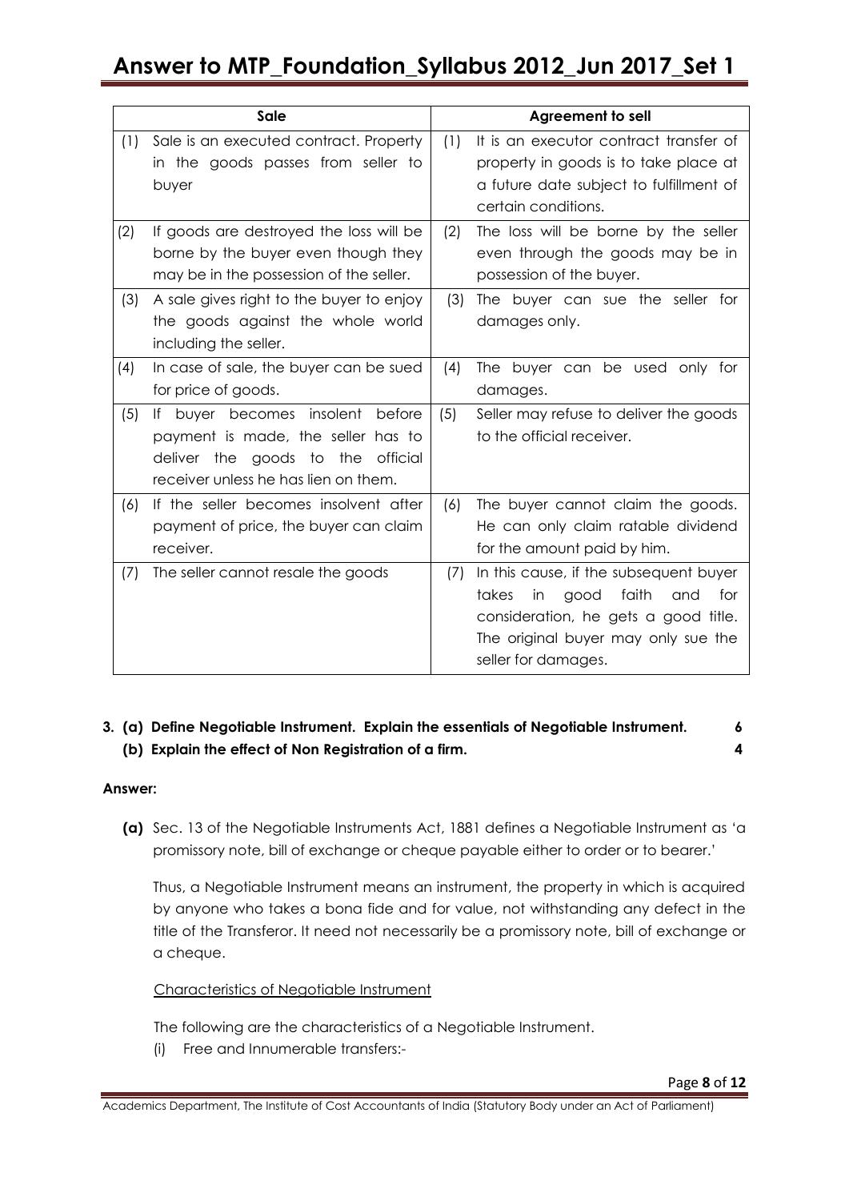| Sale | Agreement to sell |
|---|---|
| (1) Sale is an executed contract. Property in the goods passes from seller to buyer | (1) It is an executor contract transfer of property in goods is to take place at a future date subject to fulfillment of certain conditions. |
| (2) If goods are destroyed the loss will be borne by the buyer even though they may be in the possession of the seller. | (2) The loss will be borne by the seller even through the goods may be in possession of the buyer. |
| (3) A sale gives right to the buyer to enjoy the goods against the whole world including the seller. | (3) The buyer can sue the seller for damages only. |
| (4) In case of sale, the buyer can be sued for price of goods. | (4) The buyer can be used only for damages. |
| (5) If buyer becomes insolent before payment is made, the seller has to deliver the goods to the official receiver unless he has lien on them. | (5) Seller may refuse to deliver the goods to the official receiver. |
| (6) If the seller becomes insolvent after payment of price, the buyer can claim receiver. | (6) The buyer cannot claim the goods. He can only claim ratable dividend for the amount paid by him. |
| (7) The seller cannot resale the goods | (7) In this cause, if the subsequent buyer takes in good faith and for consideration, he gets a good title. The original buyer may only sue the seller for damages. |

**3. (a) Define Negotiable Instrument. Explain the essentials of Negotiable Instrument. 6**

**(b) Explain the effect of Non Registration of a firm. 4**

**Answer:**

**(a)** Sec. 13 of the Negotiable Instruments Act, 1881 defines a Negotiable Instrument as 'a promissory note, bill of exchange or cheque payable either to order or to bearer.'

Thus, a Negotiable Instrument means an instrument, the property in which is acquired by anyone who takes a bona fide and for value, not withstanding any defect in the title of the Transferor. It need not necessarily be a promissory note, bill of exchange or a cheque.

Characteristics of Negotiable Instrument

The following are the characteristics of a Negotiable Instrument.

(i) Free and Innumerable transfers:-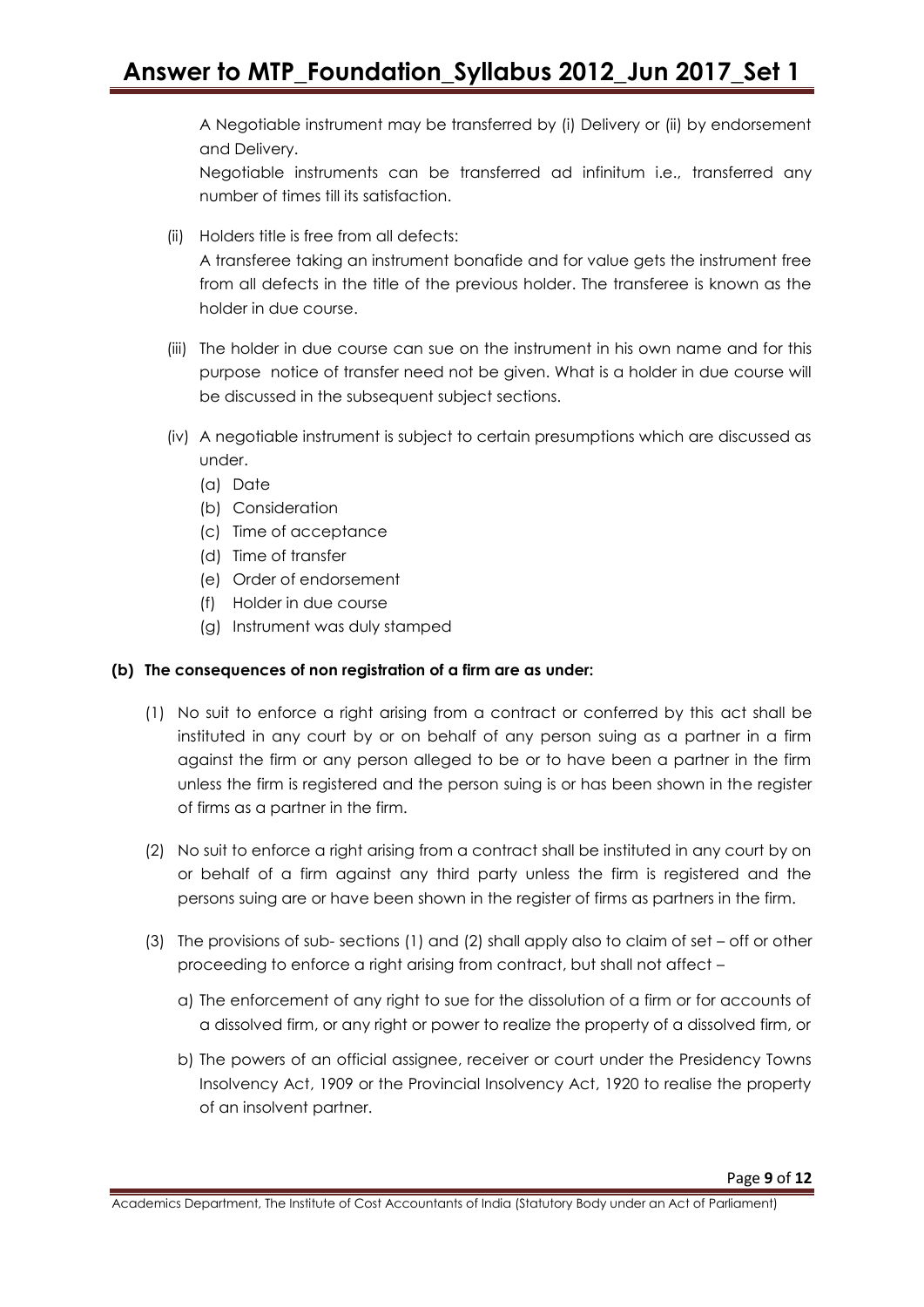A Negotiable instrument may be transferred by (i) Delivery or (ii) by endorsement and Delivery.

Negotiable instruments can be transferred ad infinitum i.e., transferred any number of times till its satisfaction.

(ii) Holders title is free from all defects:
A transferee taking an instrument bonafide and for value gets the instrument free from all defects in the title of the previous holder. The transferee is known as the holder in due course.

(iii) The holder in due course can sue on the instrument in his own name and for this purpose notice of transfer need not be given. What is a holder in due course will be discussed in the subsequent subject sections.

(iv) A negotiable instrument is subject to certain presumptions which are discussed as under.
   - (a) Date
   - (b) Consideration
   - (c) Time of acceptance
   - (d) Time of transfer
   - (e) Order of endorsement
   - (f) Holder in due course
   - (g) Instrument was duly stamped

**(b) The consequences of non registration of a firm are as under:**

(1) No suit to enforce a right arising from a contract or conferred by this act shall be instituted in any court by or on behalf of any person suing as a partner in a firm against the firm or any person alleged to be or to have been a partner in the firm unless the firm is registered and the person suing is or has been shown in the register of firms as a partner in the firm.

(2) No suit to enforce a right arising from a contract shall be instituted in any court by on or behalf of a firm against any third party unless the firm is registered and the persons suing are or have been shown in the register of firms as partners in the firm.

(3) The provisions of sub- sections (1) and (2) shall apply also to claim of set – off or other proceeding to enforce a right arising from contract, but shall not affect –

   a) The enforcement of any right to sue for the dissolution of a firm or for accounts of a dissolved firm, or any right or power to realize the property of a dissolved firm, or

   b) The powers of an official assignee, receiver or court under the Presidency Towns Insolvency Act, 1909 or the Provincial Insolvency Act, 1920 to realise the property of an insolvent partner.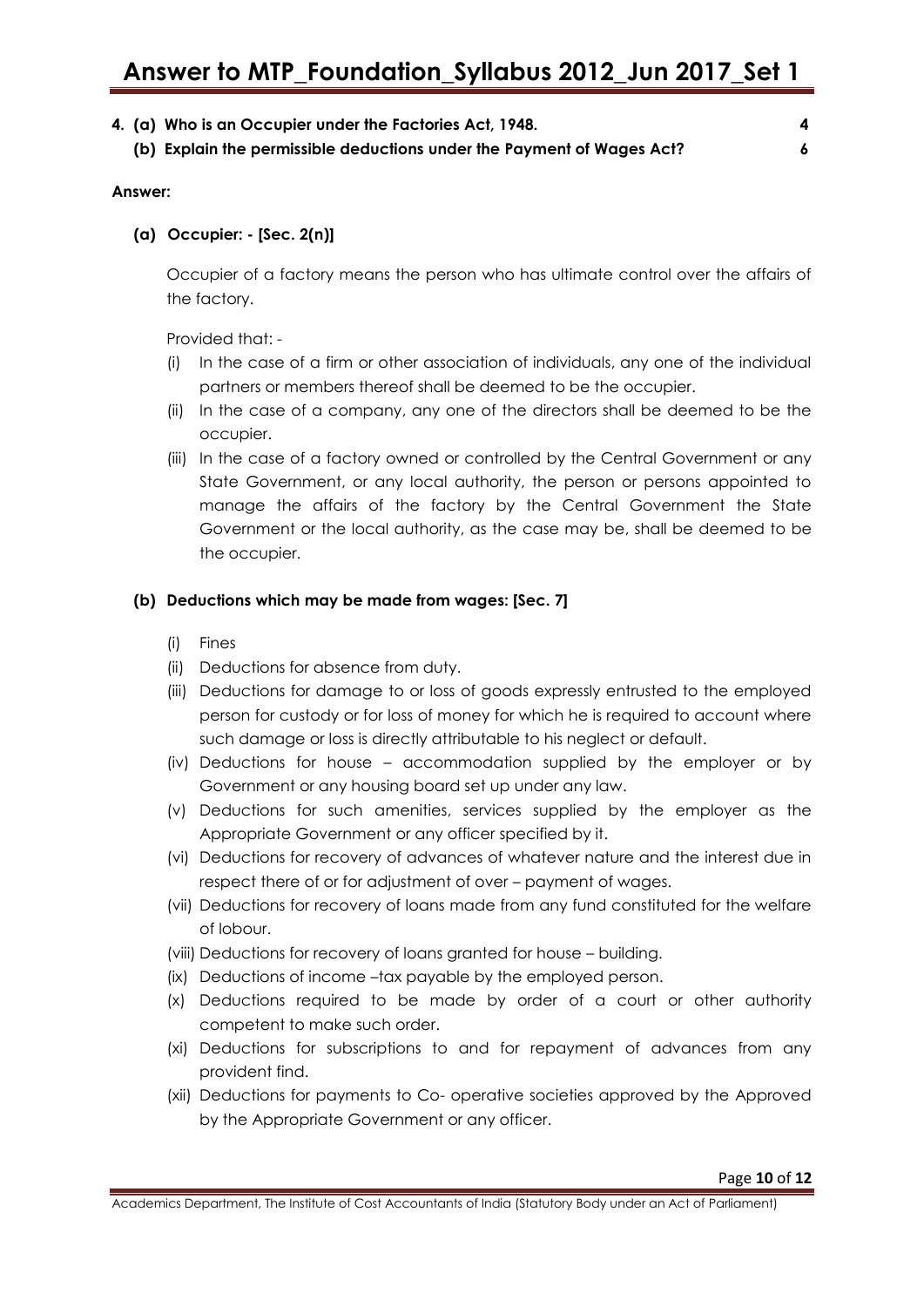**4. (a) Who is an Occupier under the Factories Act, 1948. 4**

**(b) Explain the permissible deductions under the Payment of Wages Act? 6**

**Answer:**

**(a) Occupier: - [Sec. 2(n)]**

Occupier of a factory means the person who has ultimate control over the affairs of the factory.

Provided that: -

(i) In the case of a firm or other association of individuals, any one of the individual partners or members thereof shall be deemed to be the occupier.

(ii) In the case of a company, any one of the directors shall be deemed to be the occupier.

(iii) In the case of a factory owned or controlled by the Central Government or any State Government, or any local authority, the person or persons appointed to manage the affairs of the factory by the Central Government the State Government or the local authority, as the case may be, shall be deemed to be the occupier.

**(b) Deductions which may be made from wages: [Sec. 7]**

(i) Fines

(ii) Deductions for absence from duty.

(iii) Deductions for damage to or loss of goods expressly entrusted to the employed person for custody or for loss of money for which he is required to account where such damage or loss is directly attributable to his neglect or default.

(iv) Deductions for house – accommodation supplied by the employer or by Government or any housing board set up under any law.

(v) Deductions for such amenities, services supplied by the employer as the Appropriate Government or any officer specified by it.

(vi) Deductions for recovery of advances of whatever nature and the interest due in respect there of or for adjustment of over – payment of wages.

(vii) Deductions for recovery of loans made from any fund constituted for the welfare of lobour.

(viii) Deductions for recovery of loans granted for house – building.

(ix) Deductions of income –tax payable by the employed person.

(x) Deductions required to be made by order of a court or other authority competent to make such order.

(xi) Deductions for subscriptions to and for repayment of advances from any provident find.

(xii) Deductions for payments to Co- operative societies approved by the Approved by the Appropriate Government or any officer.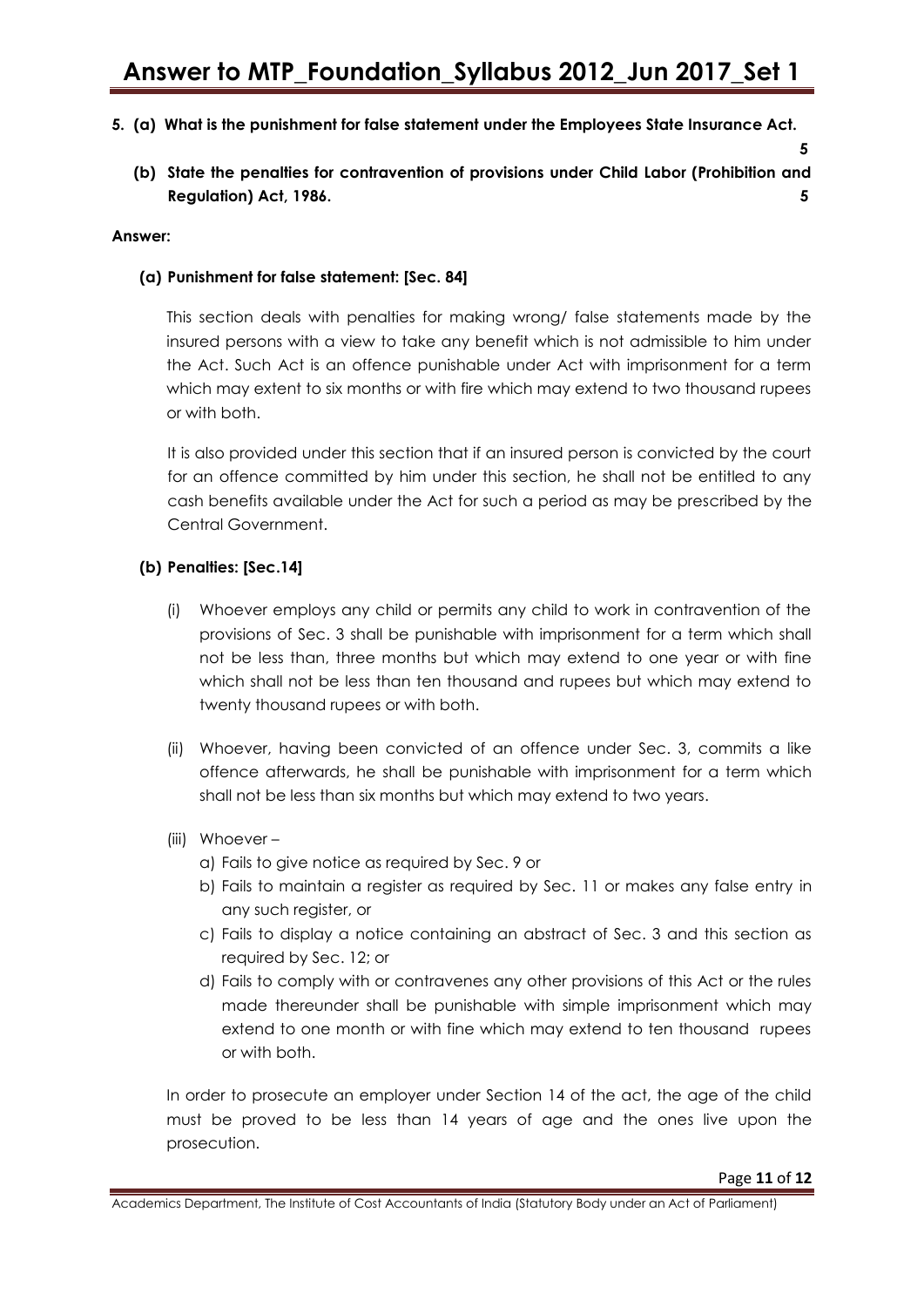**5. (a) What is the punishment for false statement under the Employees State Insurance Act. 5**

**(b) State the penalties for contravention of provisions under Child Labor (Prohibition and Regulation) Act, 1986. 5**

**Answer:**

**(a) Punishment for false statement: [Sec. 84]**

This section deals with penalties for making wrong/ false statements made by the insured persons with a view to take any benefit which is not admissible to him under the Act. Such Act is an offence punishable under Act with imprisonment for a term which may extent to six months or with fire which may extend to two thousand rupees or with both.

It is also provided under this section that if an insured person is convicted by the court for an offence committed by him under this section, he shall not be entitled to any cash benefits available under the Act for such a period as may be prescribed by the Central Government.

**(b) Penalties: [Sec.14]**

(i) Whoever employs any child or permits any child to work in contravention of the provisions of Sec. 3 shall be punishable with imprisonment for a term which shall not be less than, three months but which may extend to one year or with fine which shall not be less than ten thousand and rupees but which may extend to twenty thousand rupees or with both.

(ii) Whoever, having been convicted of an offence under Sec. 3, commits a like offence afterwards, he shall be punishable with imprisonment for a term which shall not be less than six months but which may extend to two years.

(iii) Whoever –

a) Fails to give notice as required by Sec. 9 or

b) Fails to maintain a register as required by Sec. 11 or makes any false entry in any such register, or

c) Fails to display a notice containing an abstract of Sec. 3 and this section as required by Sec. 12; or

d) Fails to comply with or contravenes any other provisions of this Act or the rules made thereunder shall be punishable with simple imprisonment which may extend to one month or with fine which may extend to ten thousand rupees or with both.

In order to prosecute an employer under Section 14 of the act, the age of the child must be proved to be less than 14 years of age and the ones live upon the prosecution.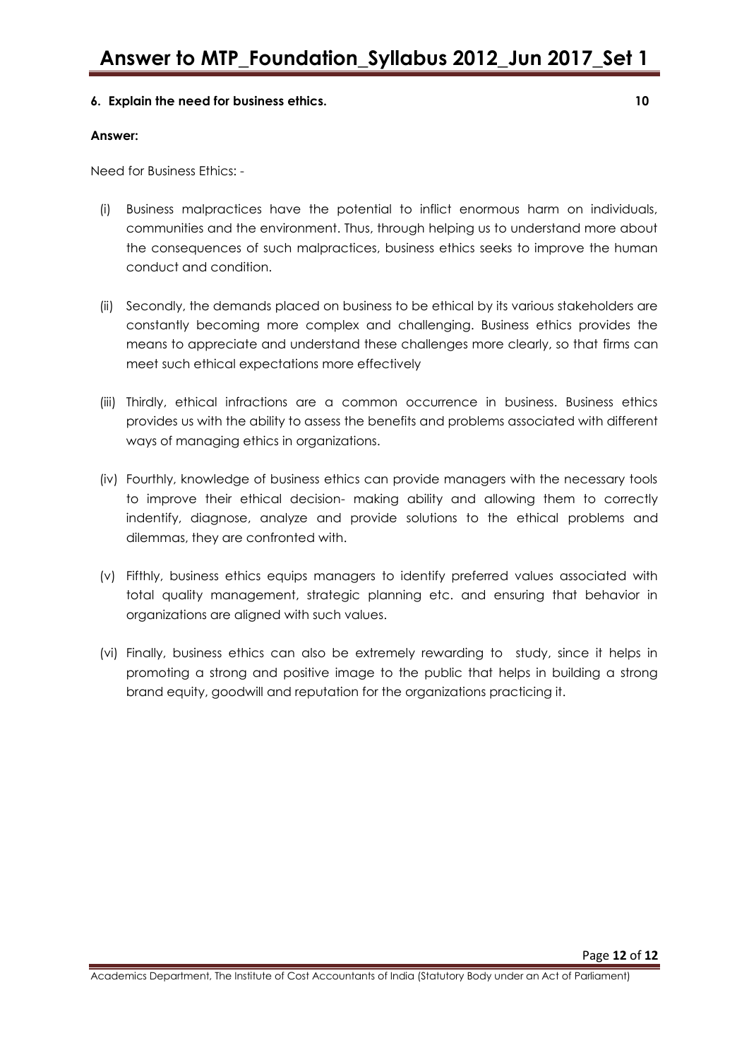**6. Explain the need for business ethics. 10**

**Answer:**

Need for Business Ethics: -

(i) Business malpractices have the potential to inflict enormous harm on individuals, communities and the environment. Thus, through helping us to understand more about the consequences of such malpractices, business ethics seeks to improve the human conduct and condition.

(ii) Secondly, the demands placed on business to be ethical by its various stakeholders are constantly becoming more complex and challenging. Business ethics provides the means to appreciate and understand these challenges more clearly, so that firms can meet such ethical expectations more effectively

(iii) Thirdly, ethical infractions are a common occurrence in business. Business ethics provides us with the ability to assess the benefits and problems associated with different ways of managing ethics in organizations.

(iv) Fourthly, knowledge of business ethics can provide managers with the necessary tools to improve their ethical decision- making ability and allowing them to correctly indentify, diagnose, analyze and provide solutions to the ethical problems and dilemmas, they are confronted with.

(v) Fifthly, business ethics equips managers to identify preferred values associated with total quality management, strategic planning etc. and ensuring that behavior in organizations are aligned with such values.

(vi) Finally, business ethics can also be extremely rewarding to study, since it helps in promoting a strong and positive image to the public that helps in building a strong brand equity, goodwill and reputation for the organizations practicing it.